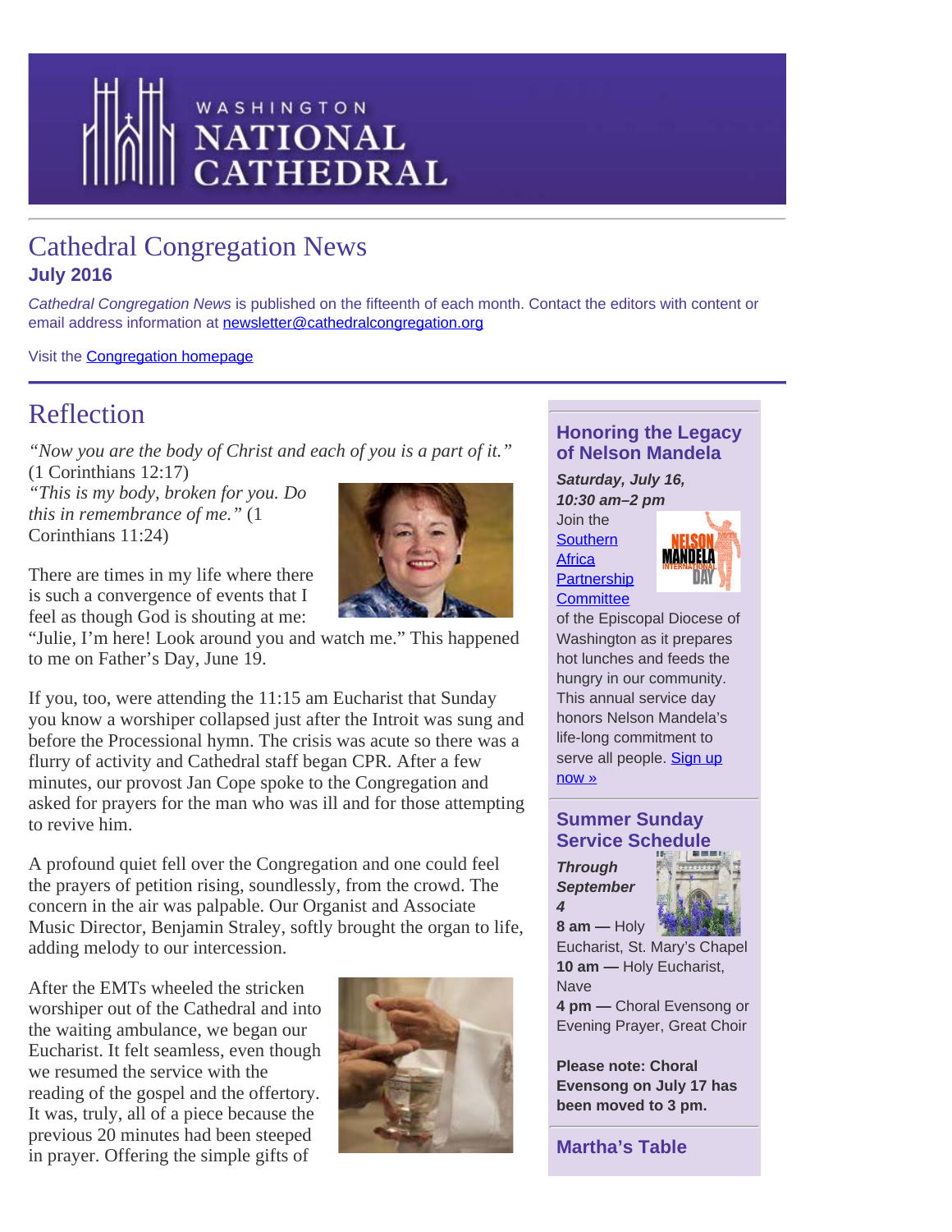WASHINGTON NATIONAL CATHEDRAL

# Cathedral Congregation News

**July 2016**

*Cathedral Congregation News* is published on the fifteenth of each month. Contact the editors with content or email address information at newsletter@cathedralcongregation.org

Visit the Congregation homepage

## Reflection

*"Now you are the body of Christ and each of you is a part of it."* (1 Corinthians 12:17)

*"This is my body, broken for you. Do this in remembrance of me."* (1 Corinthians 11:24)

There are times in my life where there is such a convergence of events that I feel as though God is shouting at me: "Julie, I'm here! Look around you and watch me." This happened to me on Father's Day, June 19.

If you, too, were attending the 11:15 am Eucharist that Sunday you know a worshiper collapsed just after the Introit was sung and before the Processional hymn. The crisis was acute so there was a flurry of activity and Cathedral staff began CPR. After a few minutes, our provost Jan Cope spoke to the Congregation and asked for prayers for the man who was ill and for those attempting to revive him.

A profound quiet fell over the Congregation and one could feel the prayers of petition rising, soundlessly, from the crowd. The concern in the air was palpable. Our Organist and Associate Music Director, Benjamin Straley, softly brought the organ to life, adding melody to our intercession.

After the EMTs wheeled the stricken worshiper out of the Cathedral and into the waiting ambulance, we began our Eucharist. It felt seamless, even though we resumed the service with the reading of the gospel and the offertory. It was, truly, all of a piece because the previous 20 minutes had been steeped in prayer. Offering the simple gifts of

### Honoring the Legacy of Nelson Mandela

***Saturday, July 16, 10:30 am–2 pm***

Join the Southern Africa Partnership Committee of the Episcopal Diocese of Washington as it prepares hot lunches and feeds the hungry in our community. This annual service day honors Nelson Mandela's life-long commitment to serve all people. Sign up now »

### Summer Sunday Service Schedule

***Through September 4***

**8 am —** Holy Eucharist, St. Mary's Chapel
**10 am —** Holy Eucharist, Nave
**4 pm —** Choral Evensong or Evening Prayer, Great Choir

**Please note: Choral Evensong on July 17 has been moved to 3 pm.**

### Martha's Table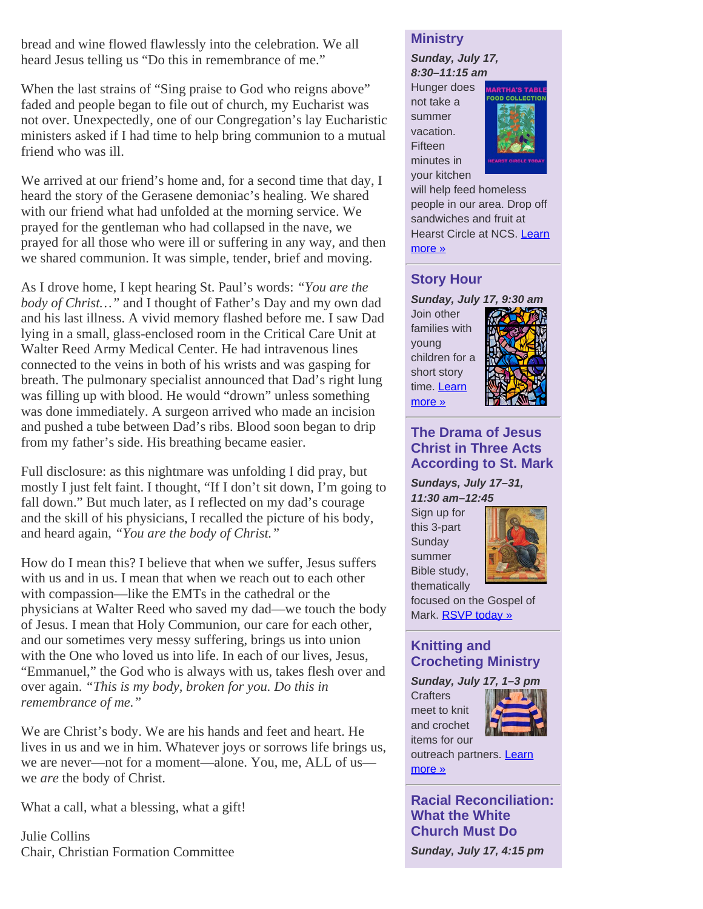bread and wine flowed flawlessly into the celebration. We all heard Jesus telling us "Do this in remembrance of me."

When the last strains of "Sing praise to God who reigns above" faded and people began to file out of church, my Eucharist was not over. Unexpectedly, one of our Congregation's lay Eucharistic ministers asked if I had time to help bring communion to a mutual friend who was ill.

We arrived at our friend's home and, for a second time that day, I heard the story of the Gerasene demoniac's healing. We shared with our friend what had unfolded at the morning service. We prayed for the gentleman who had collapsed in the nave, we prayed for all those who were ill or suffering in any way, and then we shared communion. It was simple, tender, brief and moving.

As I drove home, I kept hearing St. Paul's words: *"You are the body of Christ…"* and I thought of Father's Day and my own dad and his last illness. A vivid memory flashed before me. I saw Dad lying in a small, glass-enclosed room in the Critical Care Unit at Walter Reed Army Medical Center. He had intravenous lines connected to the veins in both of his wrists and was gasping for breath. The pulmonary specialist announced that Dad's right lung was filling up with blood. He would "drown" unless something was done immediately. A surgeon arrived who made an incision and pushed a tube between Dad's ribs. Blood soon began to drip from my father's side. His breathing became easier.

Full disclosure: as this nightmare was unfolding I did pray, but mostly I just felt faint. I thought, "If I don't sit down, I'm going to fall down." But much later, as I reflected on my dad's courage and the skill of his physicians, I recalled the picture of his body, and heard again, *"You are the body of Christ."*

How do I mean this? I believe that when we suffer, Jesus suffers with us and in us. I mean that when we reach out to each other with compassion—like the EMTs in the cathedral or the physicians at Walter Reed who saved my dad—we touch the body of Jesus. I mean that Holy Communion, our care for each other, and our sometimes very messy suffering, brings us into union with the One who loved us into life. In each of our lives, Jesus, "Emmanuel," the God who is always with us, takes flesh over and over again. *"This is my body, broken for you. Do this in remembrance of me."*

We are Christ's body. We are his hands and feet and heart. He lives in us and we in him. Whatever joys or sorrows life brings us, we are never—not for a moment—alone. You, me, ALL of us—we *are* the body of Christ.

What a call, what a blessing, what a gift!

Julie Collins
Chair, Christian Formation Committee

## Ministry

***Sunday, July 17, 8:30–11:15 am***

Hunger does not take a summer vacation. Fifteen minutes in your kitchen will help feed homeless people in our area. Drop off sandwiches and fruit at Hearst Circle at NCS. Learn more »

## Story Hour

***Sunday, July 17, 9:30 am***

Join other families with young children for a short story time. Learn more »

## The Drama of Jesus Christ in Three Acts According to St. Mark

***Sundays, July 17–31, 11:30 am–12:45***

Sign up for this 3-part Sunday summer Bible study, thematically focused on the Gospel of Mark. RSVP today »

## Knitting and Crocheting Ministry

***Sunday, July 17, 1–3 pm***

Crafters meet to knit and crochet items for our outreach partners. Learn more »

## Racial Reconciliation: What the White Church Must Do

***Sunday, July 17, 4:15 pm***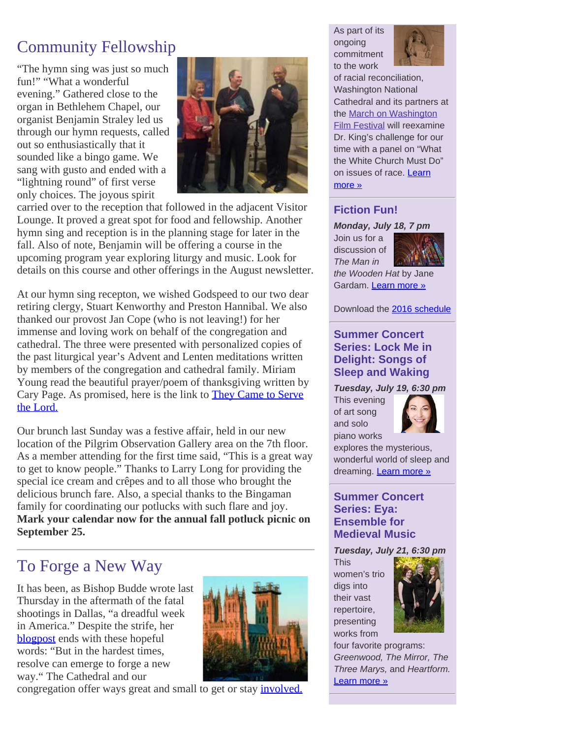## Community Fellowship

"The hymn sing was just so much fun!" "What a wonderful evening." Gathered close to the organ in Bethlehem Chapel, our organist Benjamin Straley led us through our hymn requests, called out so enthusiastically that it sounded like a bingo game. We sang with gusto and ended with a "lightning round" of first verse only choices. The joyous spirit carried over to the reception that followed in the adjacent Visitor Lounge. It proved a great spot for food and fellowship. Another hymn sing and reception is in the planning stage for later in the fall. Also of note, Benjamin will be offering a course in the upcoming program year exploring liturgy and music. Look for details on this course and other offerings in the August newsletter.

At our hymn sing recepton, we wished Godspeed to our two dear retiring clergy, Stuart Kenworthy and Preston Hannibal. We also thanked our provost Jan Cope (who is not leaving!) for her immense and loving work on behalf of the congregation and cathedral. The three were presented with personalized copies of the past liturgical year's Advent and Lenten meditations written by members of the congregation and cathedral family. Miriam Young read the beautiful prayer/poem of thanksgiving written by Cary Page. As promised, here is the link to They Came to Serve the Lord.

Our brunch last Sunday was a festive affair, held in our new location of the Pilgrim Observation Gallery area on the 7th floor. As a member attending for the first time said, "This is a great way to get to know people." Thanks to Larry Long for providing the special ice cream and crêpes and to all those who brought the delicious brunch fare. Also, a special thanks to the Bingaman family for coordinating our potlucks with such flare and joy. **Mark your calendar now for the annual fall potluck picnic on September 25.**

---

## To Forge a New Way

It has been, as Bishop Budde wrote last Thursday in the aftermath of the fatal shootings in Dallas, "a dreadful week in America." Despite the strife, her blogpost ends with these hopeful words: "But in the hardest times, resolve can emerge to forge a new way." The Cathedral and our congregation offer ways great and small to get or stay involved.

---

As part of its ongoing commitment to the work of racial reconciliation, Washington National Cathedral and its partners at the March on Washington Film Festival will reexamine Dr. King's challenge for our time with a panel on "What the White Church Must Do" on issues of race. Learn more »

---

### Fiction Fun!

***Monday, July 18, 7 pm***

Join us for a discussion of *The Man in the Wooden Hat* by Jane Gardam. Learn more »

Download the 2016 schedule

---

### Summer Concert Series: Lock Me in Delight: Songs of Sleep and Waking

***Tuesday, July 19, 6:30 pm***

This evening of art song and solo piano works explores the mysterious, wonderful world of sleep and dreaming. Learn more »

---

### Summer Concert Series: Eya: Ensemble for Medieval Music

***Tuesday, July 21, 6:30 pm***

This women's trio digs into their vast repertoire, presenting works from four favorite programs: *Greenwood, The Mirror, The Three Marys,* and *Heartform.* Learn more »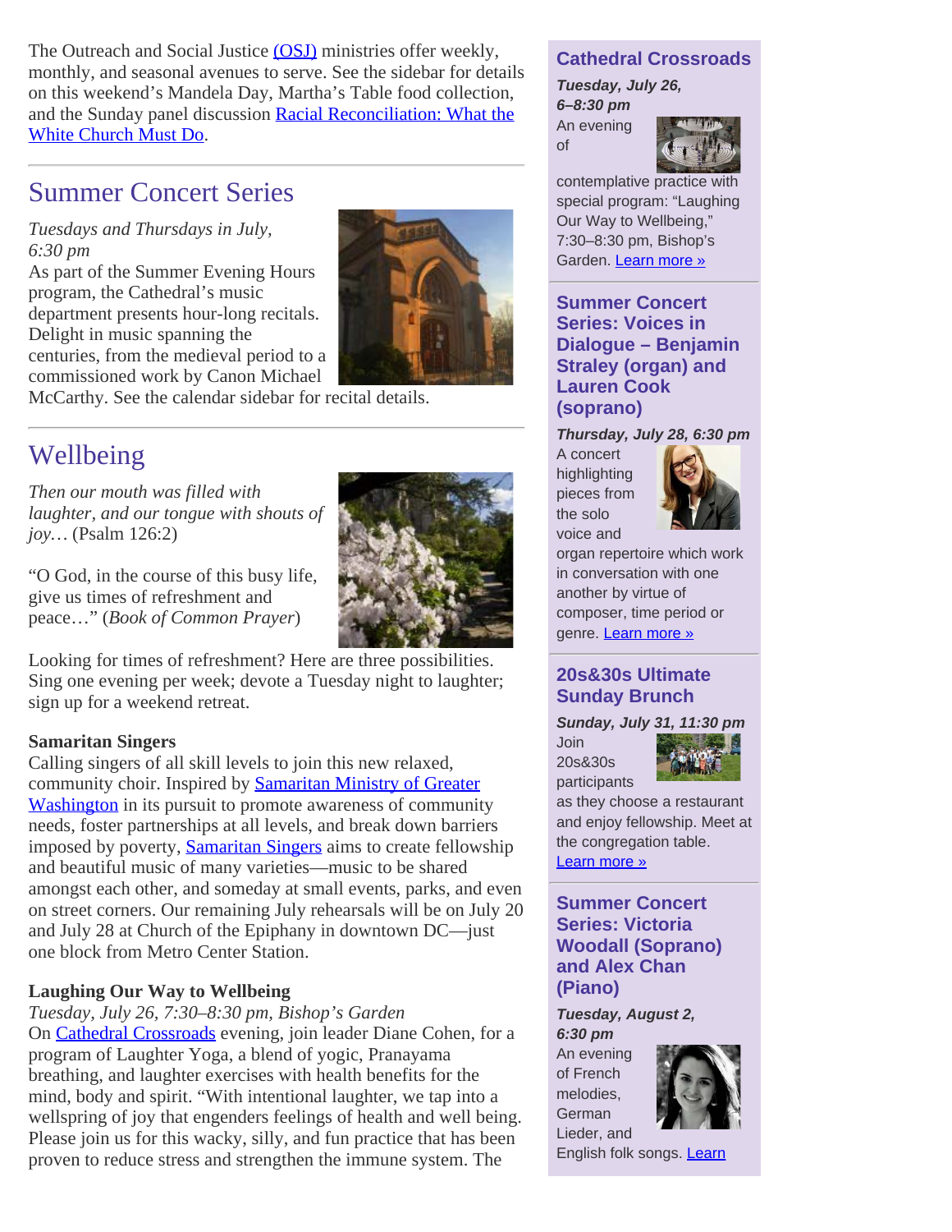The Outreach and Social Justice (OSJ) ministries offer weekly, monthly, and seasonal avenues to serve. See the sidebar for details on this weekend's Mandela Day, Martha's Table food collection, and the Sunday panel discussion Racial Reconciliation: What the White Church Must Do.

## Summer Concert Series

*Tuesdays and Thursdays in July, 6:30 pm*
As part of the Summer Evening Hours program, the Cathedral's music department presents hour-long recitals. Delight in music spanning the centuries, from the medieval period to a commissioned work by Canon Michael McCarthy. See the calendar sidebar for recital details.

## Wellbeing

*Then our mouth was filled with laughter, and our tongue with shouts of joy…* (Psalm 126:2)

"O God, in the course of this busy life, give us times of refreshment and peace…" (*Book of Common Prayer*)

Looking for times of refreshment? Here are three possibilities. Sing one evening per week; devote a Tuesday night to laughter; sign up for a weekend retreat.

**Samaritan Singers**
Calling singers of all skill levels to join this new relaxed, community choir. Inspired by Samaritan Ministry of Greater Washington in its pursuit to promote awareness of community needs, foster partnerships at all levels, and break down barriers imposed by poverty, Samaritan Singers aims to create fellowship and beautiful music of many varieties—music to be shared amongst each other, and someday at small events, parks, and even on street corners. Our remaining July rehearsals will be on July 20 and July 28 at Church of the Epiphany in downtown DC—just one block from Metro Center Station.

**Laughing Our Way to Wellbeing**
*Tuesday, July 26, 7:30–8:30 pm, Bishop's Garden*
On Cathedral Crossroads evening, join leader Diane Cohen, for a program of Laughter Yoga, a blend of yogic, Pranayama breathing, and laughter exercises with health benefits for the mind, body and spirit. "With intentional laughter, we tap into a wellspring of joy that engenders feelings of health and well being. Please join us for this wacky, silly, and fun practice that has been proven to reduce stress and strengthen the immune system. The

### Cathedral Crossroads

***Tuesday, July 26, 6–8:30 pm***
An evening of contemplative practice with special program: "Laughing Our Way to Wellbeing," 7:30–8:30 pm, Bishop's Garden. Learn more »

### Summer Concert Series: Voices in Dialogue – Benjamin Straley (organ) and Lauren Cook (soprano)

***Thursday, July 28, 6:30 pm***
A concert highlighting pieces from the solo voice and organ repertoire which work in conversation with one another by virtue of composer, time period or genre. Learn more »

### 20s&30s Ultimate Sunday Brunch

***Sunday, July 31, 11:30 pm***
Join 20s&30s participants as they choose a restaurant and enjoy fellowship. Meet at the congregation table. Learn more »

### Summer Concert Series: Victoria Woodall (Soprano) and Alex Chan (Piano)

***Tuesday, August 2, 6:30 pm***
An evening of French melodies, German Lieder, and English folk songs. Learn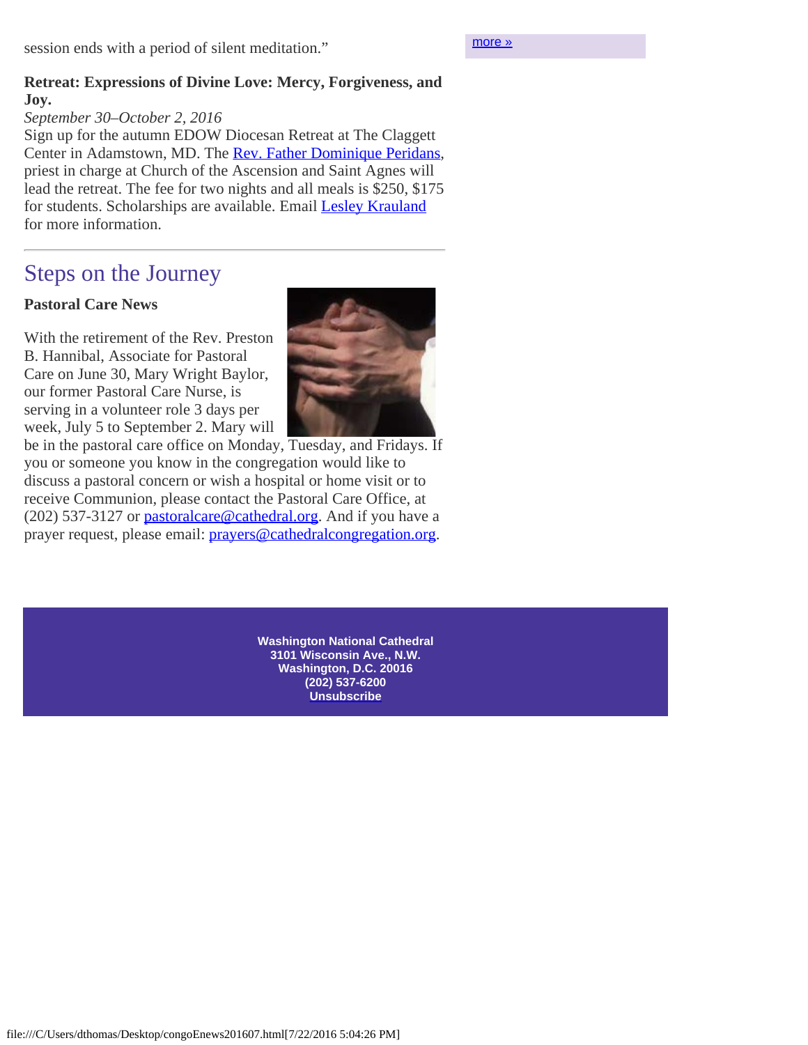session ends with a period of silent meditation."

more »

**Retreat: Expressions of Divine Love: Mercy, Forgiveness, and Joy.**
*September 30–October 2, 2016*
Sign up for the autumn EDOW Diocesan Retreat at The Claggett Center in Adamstown, MD. The Rev. Father Dominique Peridans, priest in charge at Church of the Ascension and Saint Agnes will lead the retreat. The fee for two nights and all meals is $250, $175 for students. Scholarships are available. Email Lesley Krauland for more information.

---

## Steps on the Journey

**Pastoral Care News**

With the retirement of the Rev. Preston B. Hannibal, Associate for Pastoral Care on June 30, Mary Wright Baylor, our former Pastoral Care Nurse, is serving in a volunteer role 3 days per week, July 5 to September 2. Mary will be in the pastoral care office on Monday, Tuesday, and Fridays. If you or someone you know in the congregation would like to discuss a pastoral concern or wish a hospital or home visit or to receive Communion, please contact the Pastoral Care Office, at (202) 537-3127 or pastoralcare@cathedral.org. And if you have a prayer request, please email: prayers@cathedralcongregation.org.

**Washington National Cathedral**
**3101 Wisconsin Ave., N.W.**
**Washington, D.C. 20016**
**(202) 537-6200**
**Unsubscribe**